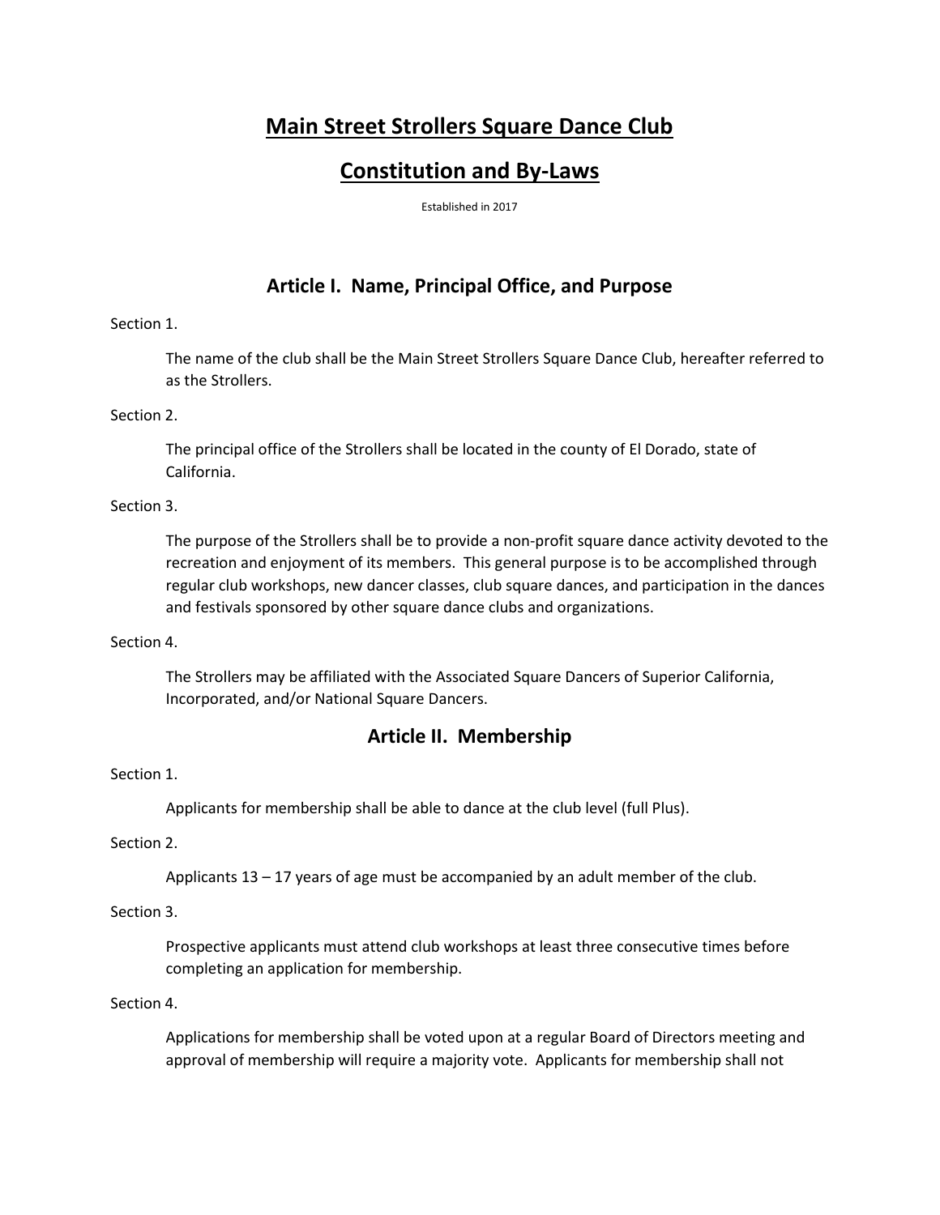# Main Street Strollers Square Dance Club

# Constitution and By-Laws

Established in 2017

## Article I. Name, Principal Office, and Purpose

Section 1.

The name of the club shall be the Main Street Strollers Square Dance Club, hereafter referred to as the Strollers.

Section 2.

The principal office of the Strollers shall be located in the county of El Dorado, state of California.

Section 3.

The purpose of the Strollers shall be to provide a non-profit square dance activity devoted to the recreation and enjoyment of its members. This general purpose is to be accomplished through regular club workshops, new dancer classes, club square dances, and participation in the dances and festivals sponsored by other square dance clubs and organizations.

Section 4.

The Strollers may be affiliated with the Associated Square Dancers of Superior California, Incorporated, and/or National Square Dancers.

## Article II. Membership

Section 1.

Applicants for membership shall be able to dance at the club level (full Plus).

Section 2.

Applicants 13 – 17 years of age must be accompanied by an adult member of the club.

Section 3.

Prospective applicants must attend club workshops at least three consecutive times before completing an application for membership.

Section 4.

Applications for membership shall be voted upon at a regular Board of Directors meeting and approval of membership will require a majority vote. Applicants for membership shall not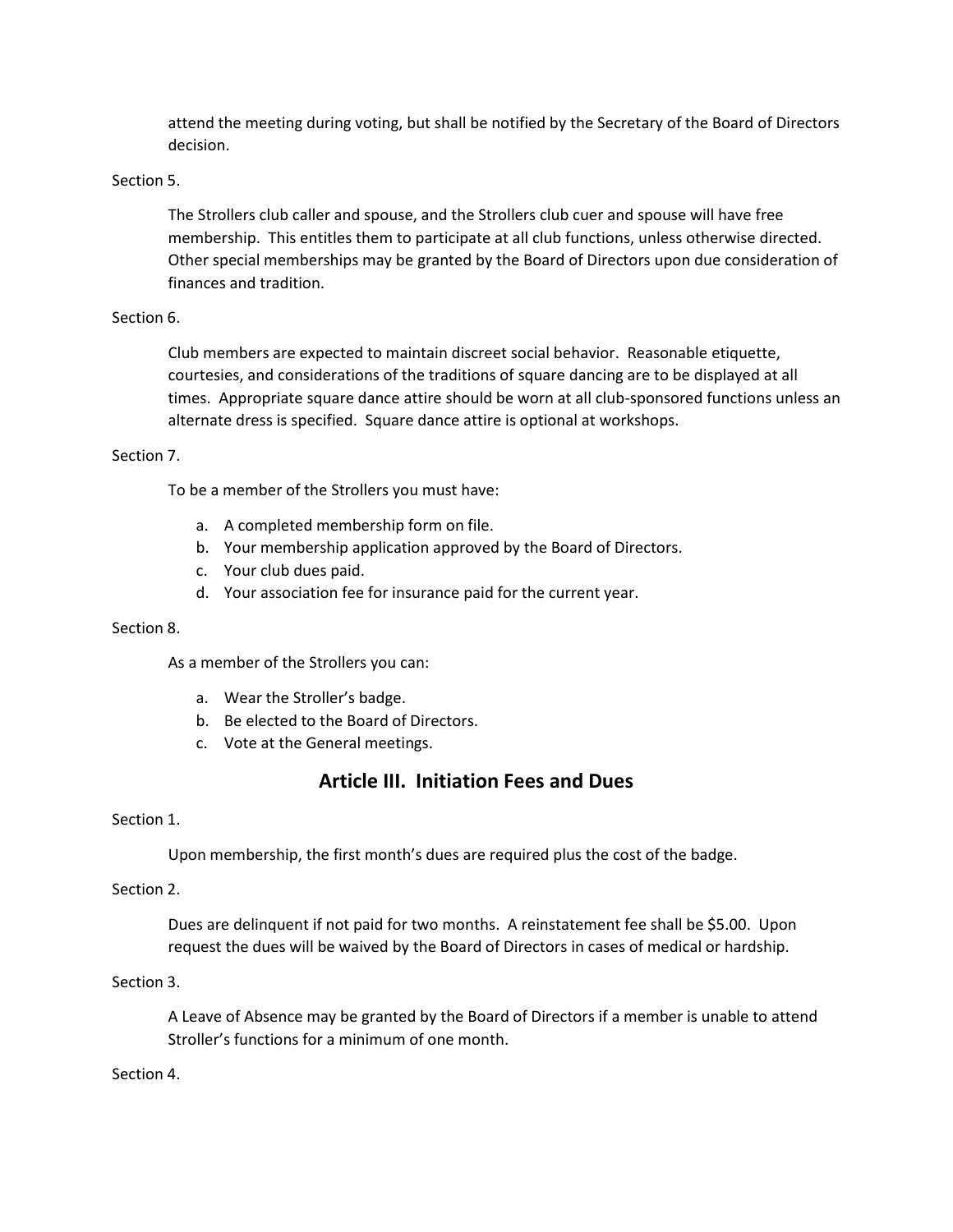attend the meeting during voting, but shall be notified by the Secretary of the Board of Directors decision.

Section 5.

The Strollers club caller and spouse, and the Strollers club cuer and spouse will have free membership. This entitles them to participate at all club functions, unless otherwise directed. Other special memberships may be granted by the Board of Directors upon due consideration of finances and tradition.

Section 6.

Club members are expected to maintain discreet social behavior. Reasonable etiquette, courtesies, and considerations of the traditions of square dancing are to be displayed at all times. Appropriate square dance attire should be worn at all club-sponsored functions unless an alternate dress is specified. Square dance attire is optional at workshops.

Section 7.

To be a member of the Strollers you must have:

a. A completed membership form on file.
b. Your membership application approved by the Board of Directors.
c. Your club dues paid.
d. Your association fee for insurance paid for the current year.

Section 8.

As a member of the Strollers you can:

a. Wear the Stroller's badge.
b. Be elected to the Board of Directors.
c. Vote at the General meetings.

## Article III. Initiation Fees and Dues

Section 1.

Upon membership, the first month's dues are required plus the cost of the badge.

Section 2.

Dues are delinquent if not paid for two months. A reinstatement fee shall be $5.00. Upon request the dues will be waived by the Board of Directors in cases of medical or hardship.

Section 3.

A Leave of Absence may be granted by the Board of Directors if a member is unable to attend Stroller's functions for a minimum of one month.

Section 4.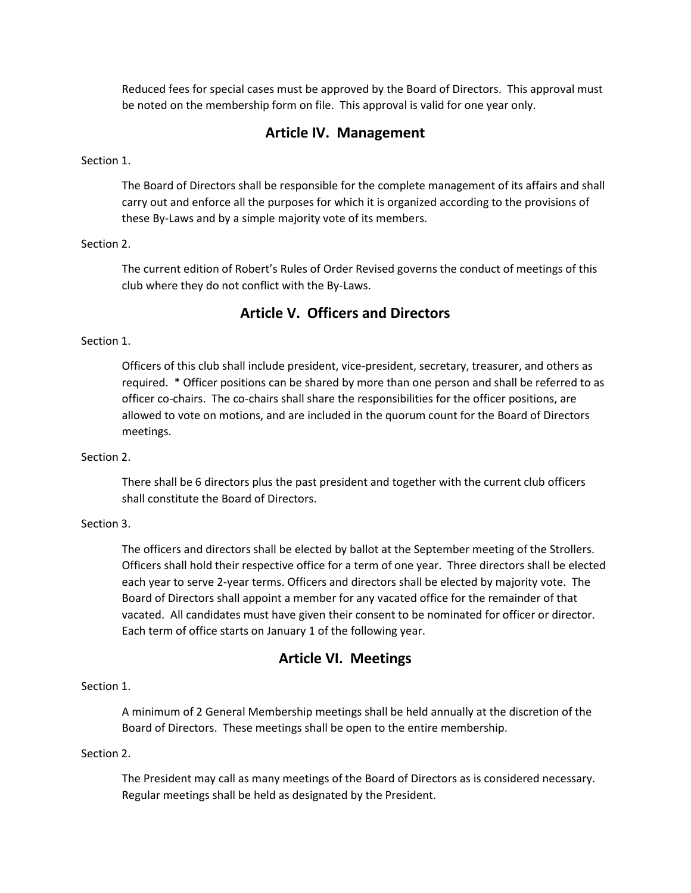Reduced fees for special cases must be approved by the Board of Directors. This approval must be noted on the membership form on file. This approval is valid for one year only.

## Article IV. Management

Section 1.

The Board of Directors shall be responsible for the complete management of its affairs and shall carry out and enforce all the purposes for which it is organized according to the provisions of these By-Laws and by a simple majority vote of its members.

Section 2.

The current edition of Robert's Rules of Order Revised governs the conduct of meetings of this club where they do not conflict with the By-Laws.

## Article V. Officers and Directors

Section 1.

Officers of this club shall include president, vice-president, secretary, treasurer, and others as required. * Officer positions can be shared by more than one person and shall be referred to as officer co-chairs. The co-chairs shall share the responsibilities for the officer positions, are allowed to vote on motions, and are included in the quorum count for the Board of Directors meetings.

Section 2.

There shall be 6 directors plus the past president and together with the current club officers shall constitute the Board of Directors.

Section 3.

The officers and directors shall be elected by ballot at the September meeting of the Strollers. Officers shall hold their respective office for a term of one year. Three directors shall be elected each year to serve 2-year terms. Officers and directors shall be elected by majority vote. The Board of Directors shall appoint a member for any vacated office for the remainder of that vacated. All candidates must have given their consent to be nominated for officer or director. Each term of office starts on January 1 of the following year.

## Article VI. Meetings

Section 1.

A minimum of 2 General Membership meetings shall be held annually at the discretion of the Board of Directors. These meetings shall be open to the entire membership.

Section 2.

The President may call as many meetings of the Board of Directors as is considered necessary. Regular meetings shall be held as designated by the President.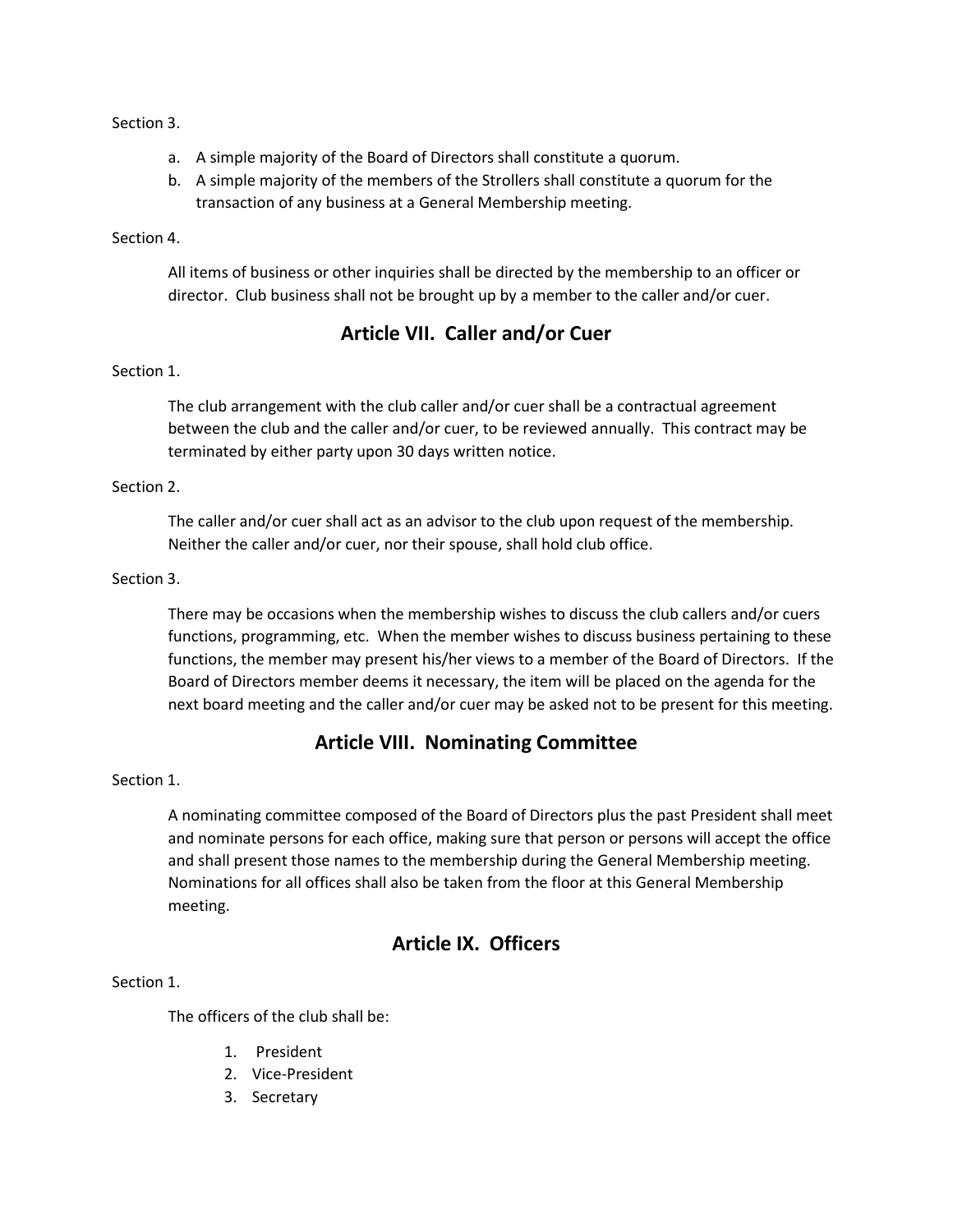Section 3.

a. A simple majority of the Board of Directors shall constitute a quorum.
b. A simple majority of the members of the Strollers shall constitute a quorum for the transaction of any business at a General Membership meeting.

Section 4.

All items of business or other inquiries shall be directed by the membership to an officer or director. Club business shall not be brought up by a member to the caller and/or cuer.

## Article VII. Caller and/or Cuer

Section 1.

The club arrangement with the club caller and/or cuer shall be a contractual agreement between the club and the caller and/or cuer, to be reviewed annually. This contract may be terminated by either party upon 30 days written notice.

Section 2.

The caller and/or cuer shall act as an advisor to the club upon request of the membership. Neither the caller and/or cuer, nor their spouse, shall hold club office.

Section 3.

There may be occasions when the membership wishes to discuss the club callers and/or cuers functions, programming, etc. When the member wishes to discuss business pertaining to these functions, the member may present his/her views to a member of the Board of Directors. If the Board of Directors member deems it necessary, the item will be placed on the agenda for the next board meeting and the caller and/or cuer may be asked not to be present for this meeting.

## Article VIII. Nominating Committee

Section 1.

A nominating committee composed of the Board of Directors plus the past President shall meet and nominate persons for each office, making sure that person or persons will accept the office and shall present those names to the membership during the General Membership meeting. Nominations for all offices shall also be taken from the floor at this General Membership meeting.

## Article IX. Officers

Section 1.

The officers of the club shall be:

1. President
2. Vice-President
3. Secretary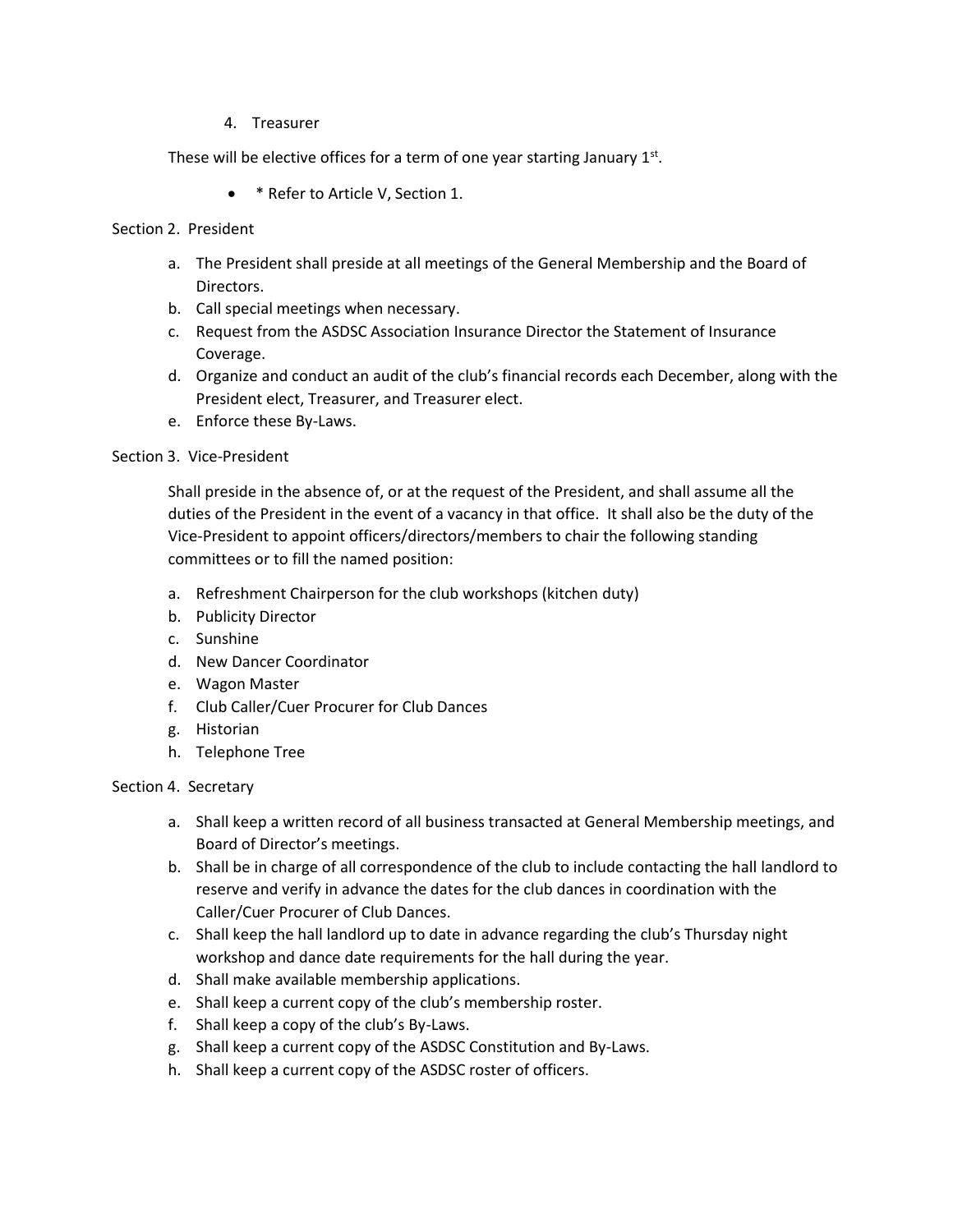4. Treasurer

These will be elective offices for a term of one year starting January 1st.

- * Refer to Article V, Section 1.

Section 2. President

a. The President shall preside at all meetings of the General Membership and the Board of Directors.
b. Call special meetings when necessary.
c. Request from the ASDSC Association Insurance Director the Statement of Insurance Coverage.
d. Organize and conduct an audit of the club's financial records each December, along with the President elect, Treasurer, and Treasurer elect.
e. Enforce these By-Laws.

Section 3. Vice-President

Shall preside in the absence of, or at the request of the President, and shall assume all the duties of the President in the event of a vacancy in that office. It shall also be the duty of the Vice-President to appoint officers/directors/members to chair the following standing committees or to fill the named position:

a. Refreshment Chairperson for the club workshops (kitchen duty)
b. Publicity Director
c. Sunshine
d. New Dancer Coordinator
e. Wagon Master
f. Club Caller/Cuer Procurer for Club Dances
g. Historian
h. Telephone Tree

Section 4. Secretary

a. Shall keep a written record of all business transacted at General Membership meetings, and Board of Director's meetings.
b. Shall be in charge of all correspondence of the club to include contacting the hall landlord to reserve and verify in advance the dates for the club dances in coordination with the Caller/Cuer Procurer of Club Dances.
c. Shall keep the hall landlord up to date in advance regarding the club's Thursday night workshop and dance date requirements for the hall during the year.
d. Shall make available membership applications.
e. Shall keep a current copy of the club's membership roster.
f. Shall keep a copy of the club's By-Laws.
g. Shall keep a current copy of the ASDSC Constitution and By-Laws.
h. Shall keep a current copy of the ASDSC roster of officers.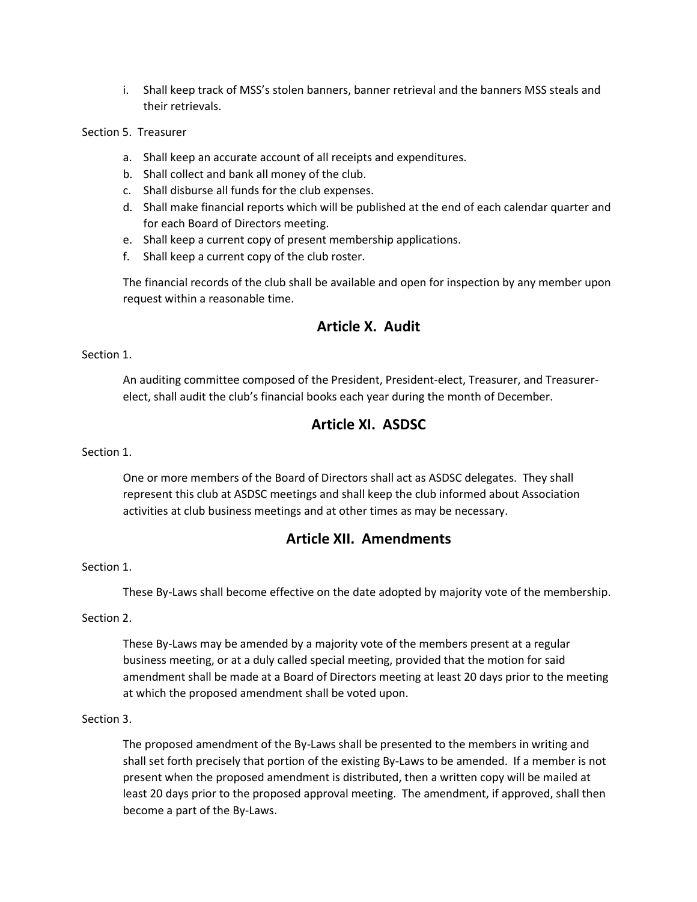i. Shall keep track of MSS's stolen banners, banner retrieval and the banners MSS steals and their retrievals.

Section 5. Treasurer

a. Shall keep an accurate account of all receipts and expenditures.
b. Shall collect and bank all money of the club.
c. Shall disburse all funds for the club expenses.
d. Shall make financial reports which will be published at the end of each calendar quarter and for each Board of Directors meeting.
e. Shall keep a current copy of present membership applications.
f. Shall keep a current copy of the club roster.

The financial records of the club shall be available and open for inspection by any member upon request within a reasonable time.

## Article X. Audit

Section 1.

An auditing committee composed of the President, President-elect, Treasurer, and Treasurer-elect, shall audit the club's financial books each year during the month of December.

## Article XI. ASDSC

Section 1.

One or more members of the Board of Directors shall act as ASDSC delegates. They shall represent this club at ASDSC meetings and shall keep the club informed about Association activities at club business meetings and at other times as may be necessary.

## Article XII. Amendments

Section 1.

These By-Laws shall become effective on the date adopted by majority vote of the membership.

Section 2.

These By-Laws may be amended by a majority vote of the members present at a regular business meeting, or at a duly called special meeting, provided that the motion for said amendment shall be made at a Board of Directors meeting at least 20 days prior to the meeting at which the proposed amendment shall be voted upon.

Section 3.

The proposed amendment of the By-Laws shall be presented to the members in writing and shall set forth precisely that portion of the existing By-Laws to be amended. If a member is not present when the proposed amendment is distributed, then a written copy will be mailed at least 20 days prior to the proposed approval meeting. The amendment, if approved, shall then become a part of the By-Laws.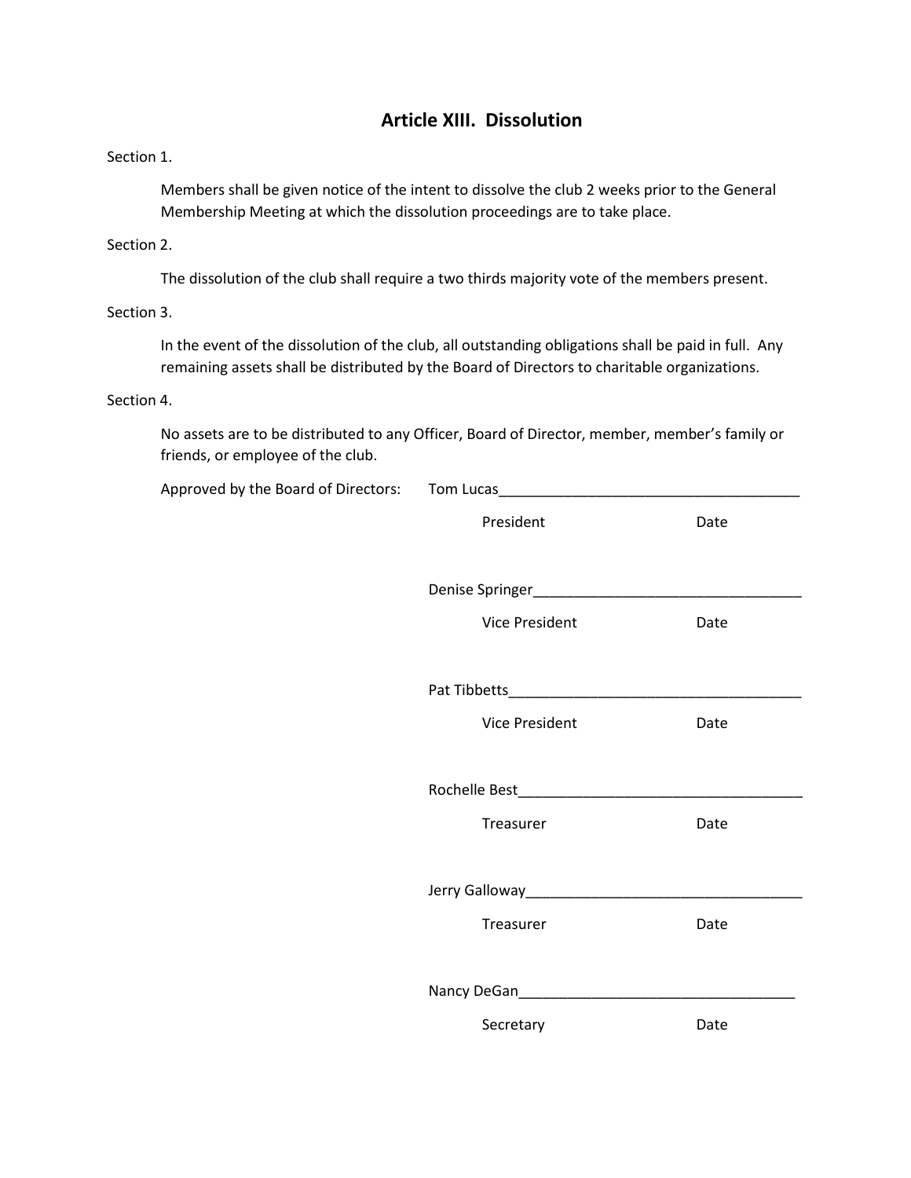## Article XIII. Dissolution

Section 1.

Members shall be given notice of the intent to dissolve the club 2 weeks prior to the General Membership Meeting at which the dissolution proceedings are to take place.

Section 2.

The dissolution of the club shall require a two thirds majority vote of the members present.

Section 3.

In the event of the dissolution of the club, all outstanding obligations shall be paid in full. Any remaining assets shall be distributed by the Board of Directors to charitable organizations.

Section 4.

No assets are to be distributed to any Officer, Board of Director, member, member's family or friends, or employee of the club.

Approved by the Board of Directors:

Tom Lucas______________________________________

President Date

Denise Springer__________________________________

Vice President Date

Pat Tibbetts_____________________________________

Vice President Date

Rochelle Best____________________________________

Treasurer Date

Jerry Galloway___________________________________

Treasurer Date

Nancy DeGan___________________________________

Secretary Date